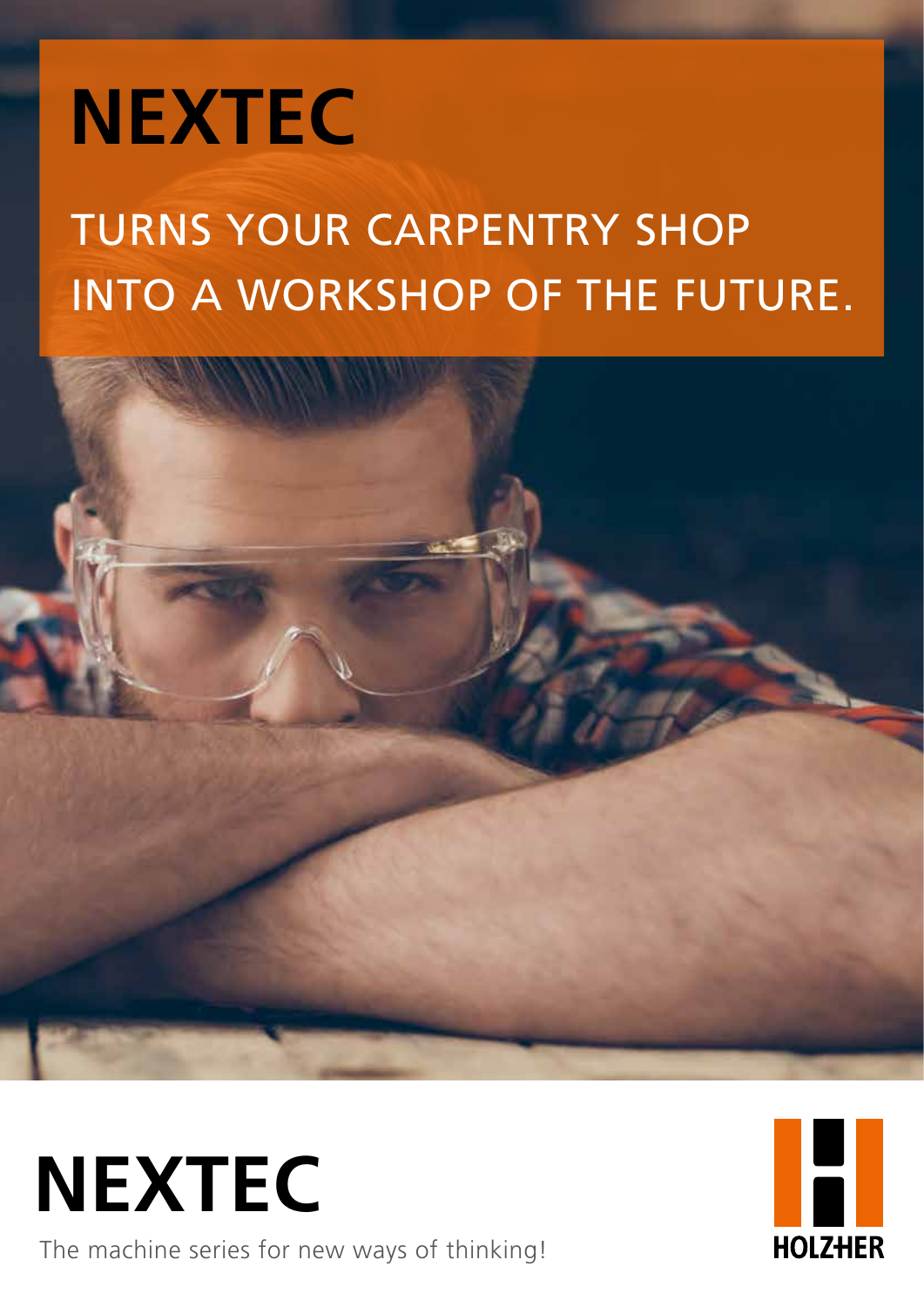# NEXTEC

TURNS YOUR CARPENTRY SHOP INTO A WORKSHOP OF THE FUTURE.

# NEXTEC

The machine series for new ways of thinking!

HOLZ-HER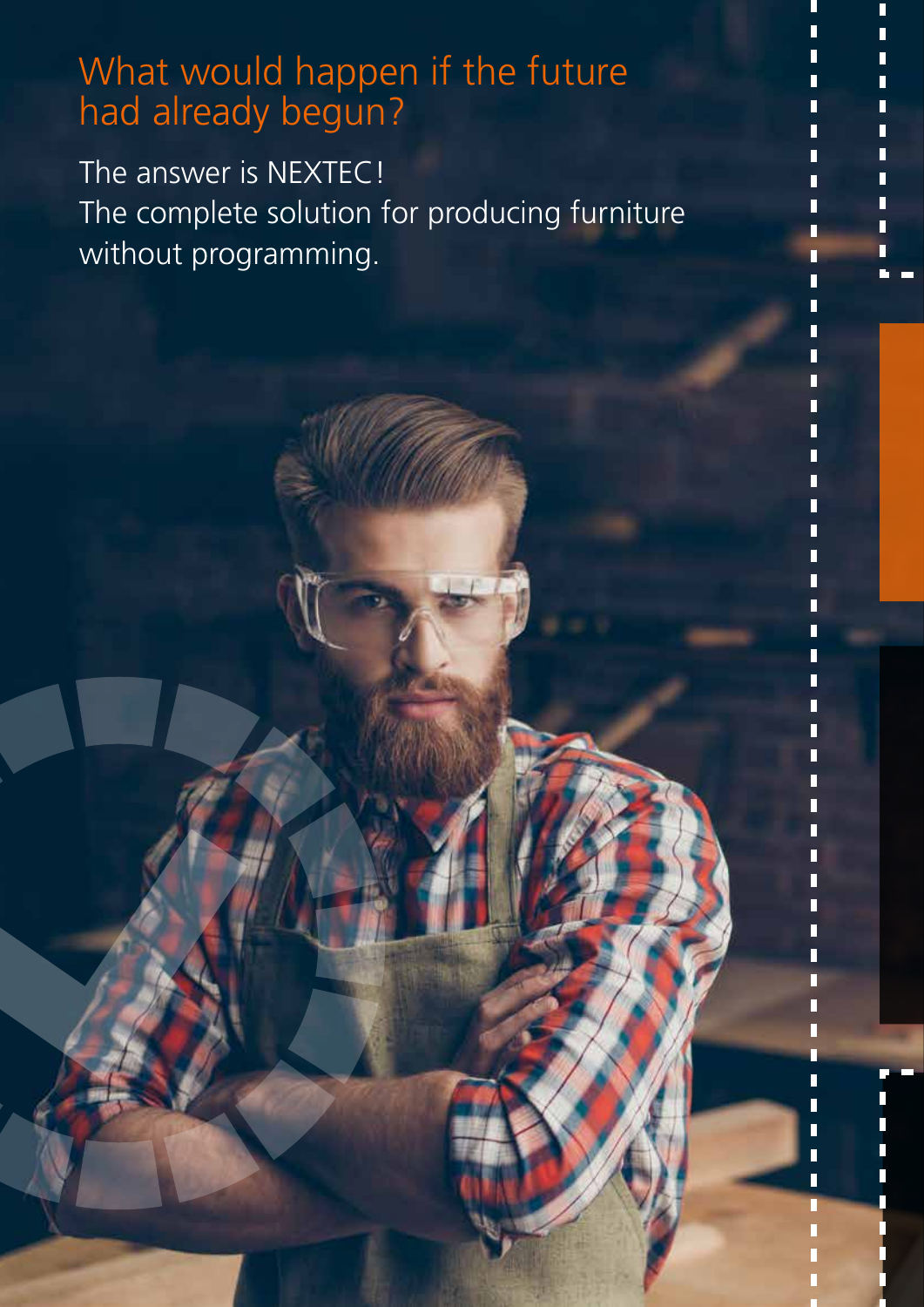## What would happen if the future had already begun?

The answer is NEXTEC!
The complete solution for producing furniture without programming.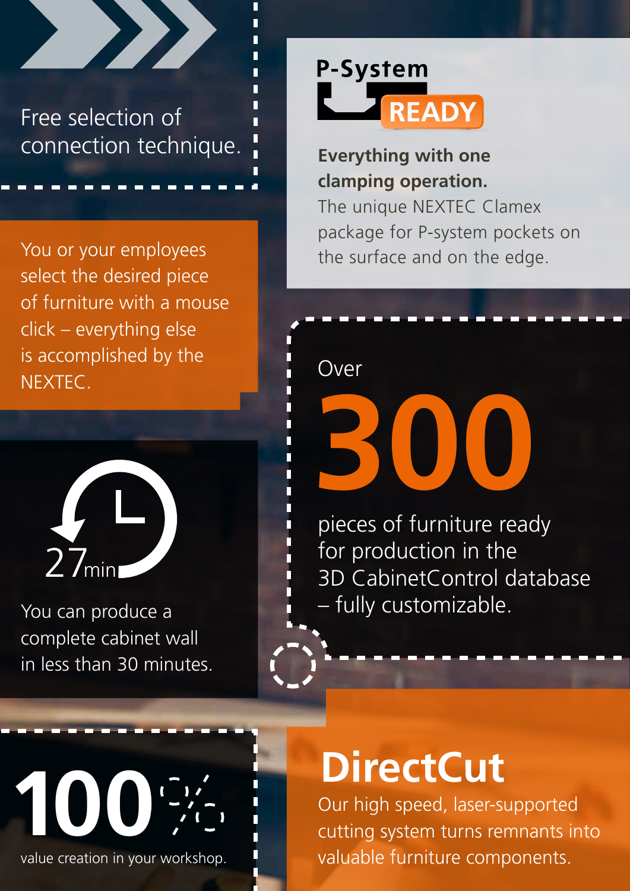Free selection of connection technique.

You or your employees select the desired piece of furniture with a mouse click – everything else is accomplished by the NEXTEC.

27min

You can produce a complete cabinet wall in less than 30 minutes.

100 %

value creation in your workshop.

P-System READY

**Everything with one clamping operation.**

The unique NEXTEC Clamex package for P-system pockets on the surface and on the edge.

Over

# 300

pieces of furniture ready for production in the 3D CabinetControl database – fully customizable.

# DirectCut

Our high speed, laser-supported cutting system turns remnants into valuable furniture components.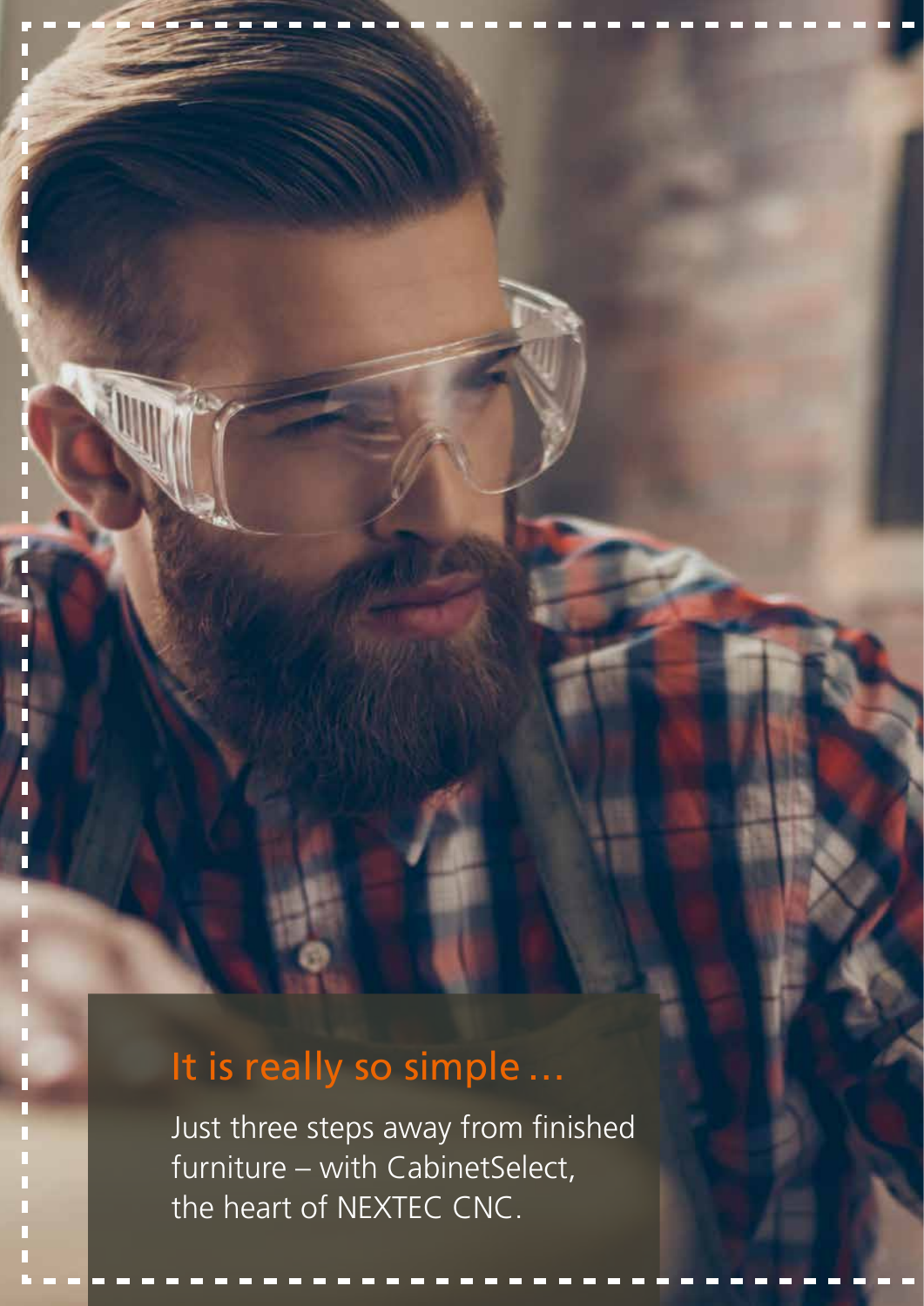## It is really so simple …

Just three steps away from finished furniture – with CabinetSelect, the heart of NEXTEC CNC.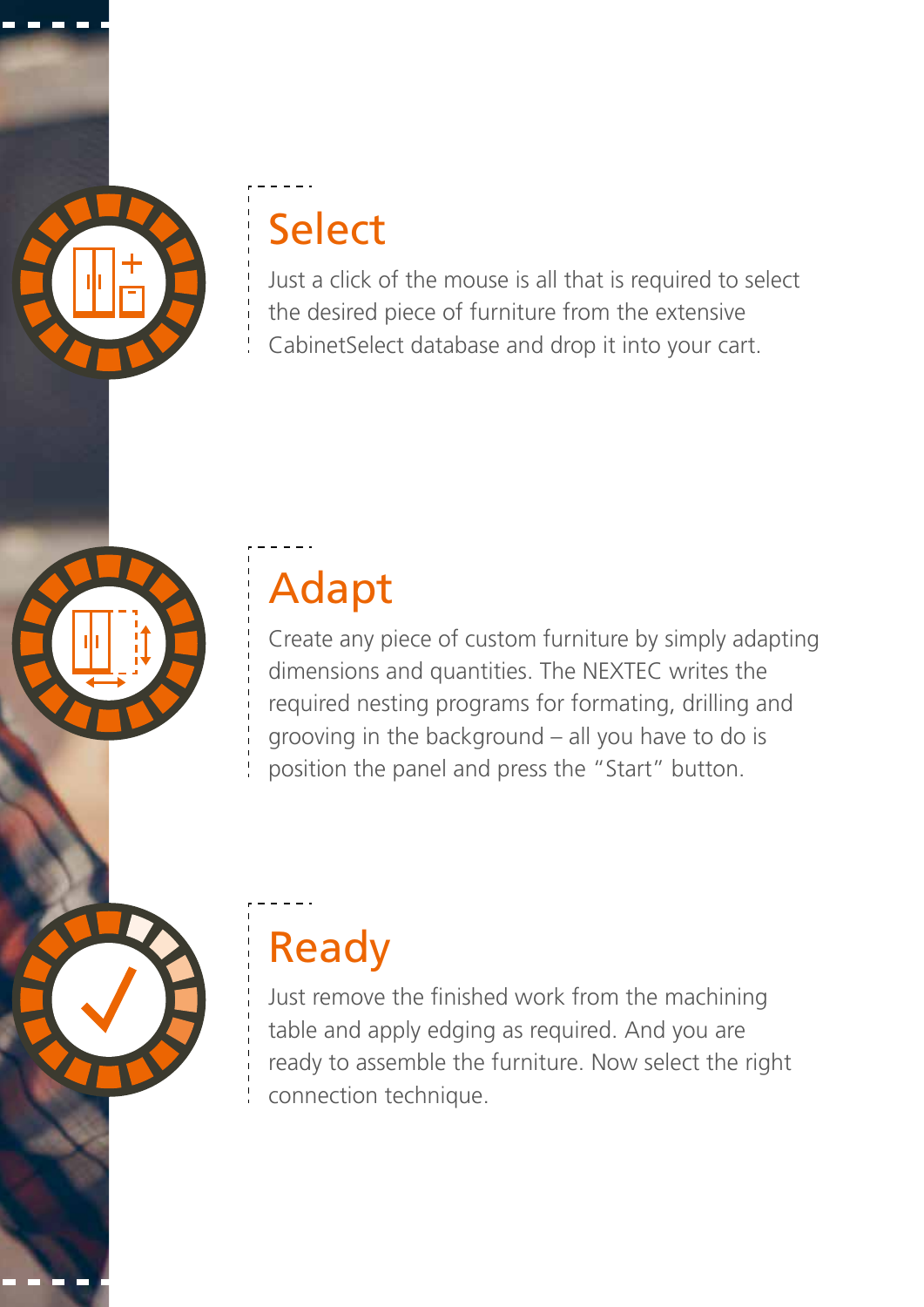## Select

Just a click of the mouse is all that is required to select the desired piece of furniture from the extensive CabinetSelect database and drop it into your cart.

## Adapt

Create any piece of custom furniture by simply adapting dimensions and quantities. The NEXTEC writes the required nesting programs for formating, drilling and grooving in the background – all you have to do is position the panel and press the "Start" button.

## Ready

Just remove the finished work from the machining table and apply edging as required. And you are ready to assemble the furniture. Now select the right connection technique.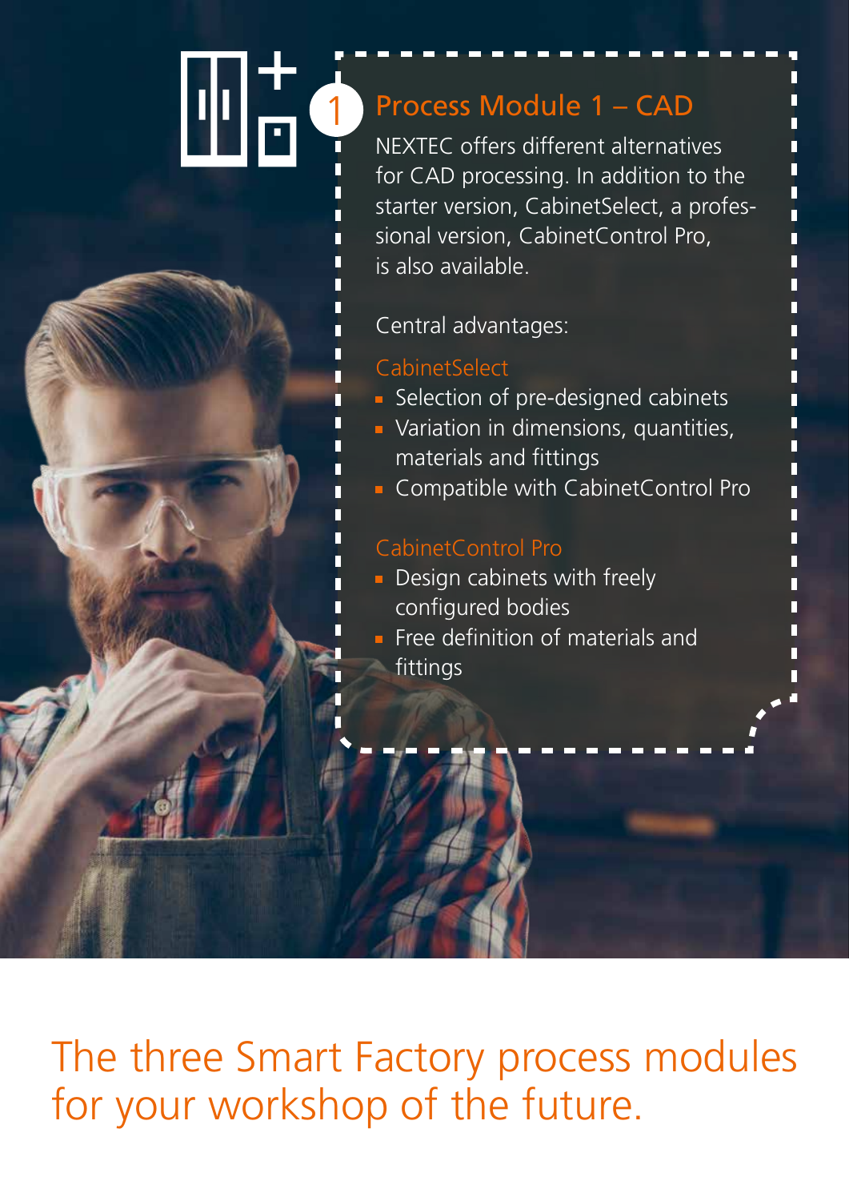## 1 Process Module 1 – CAD

NEXTEC offers different alternatives for CAD processing. In addition to the starter version, CabinetSelect, a professional version, CabinetControl Pro, is also available.

Central advantages:

**CabinetSelect**

- Selection of pre-designed cabinets
- Variation in dimensions, quantities, materials and fittings
- Compatible with CabinetControl Pro

**CabinetControl Pro**

- Design cabinets with freely configured bodies
- Free definition of materials and fittings

# The three Smart Factory process modules for your workshop of the future.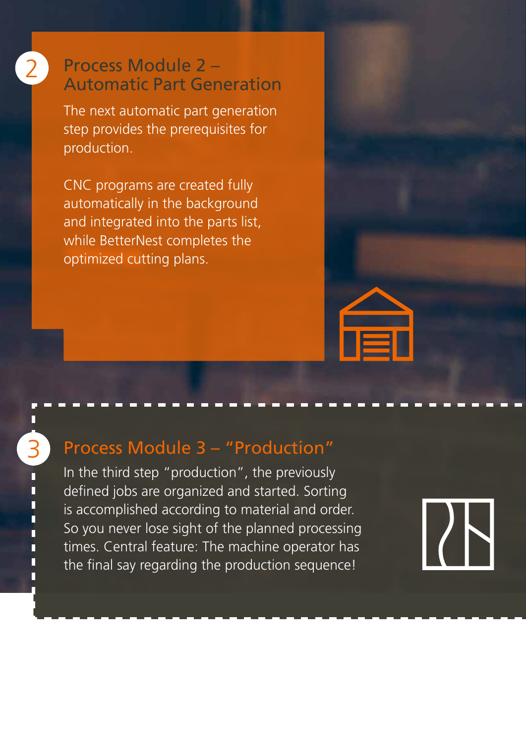## 2 Process Module 2 – Automatic Part Generation

The next automatic part generation step provides the prerequisites for production.

CNC programs are created fully automatically in the background and integrated into the parts list, while BetterNest completes the optimized cutting plans.

## 3 Process Module 3 – “Production”

In the third step “production”, the previously defined jobs are organized and started. Sorting is accomplished according to material and order. So you never lose sight of the planned processing times. Central feature: The machine operator has the final say regarding the production sequence!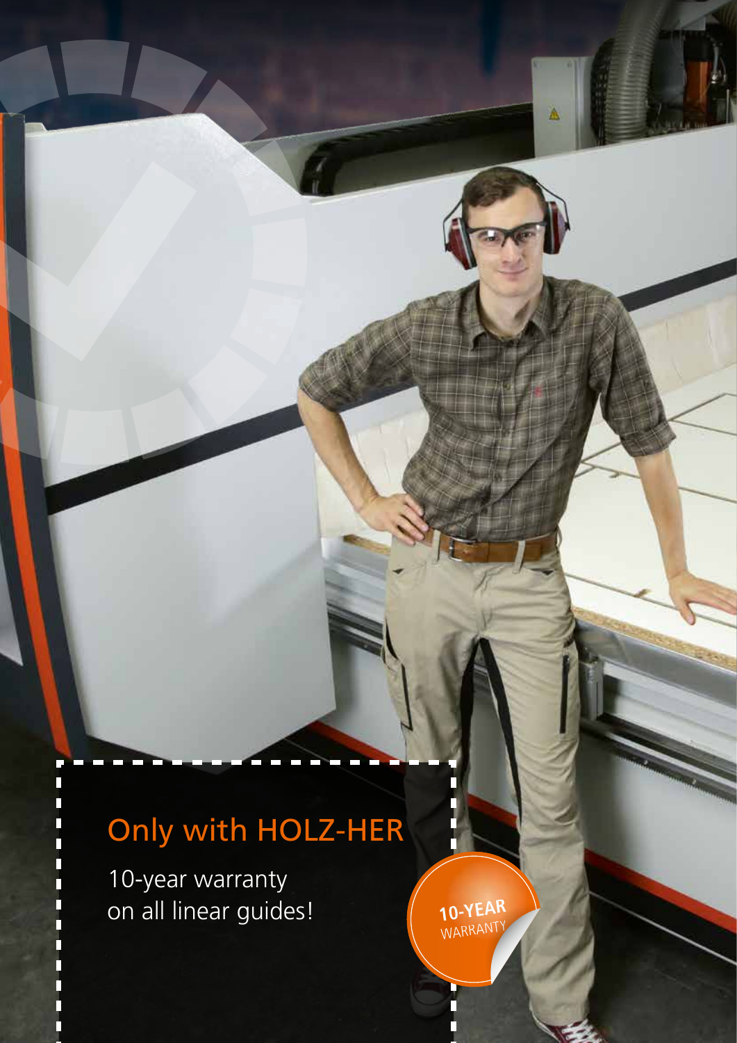## Only with HOLZ-HER

10-year warranty
on all linear guides!

10-YEAR
WARRANTY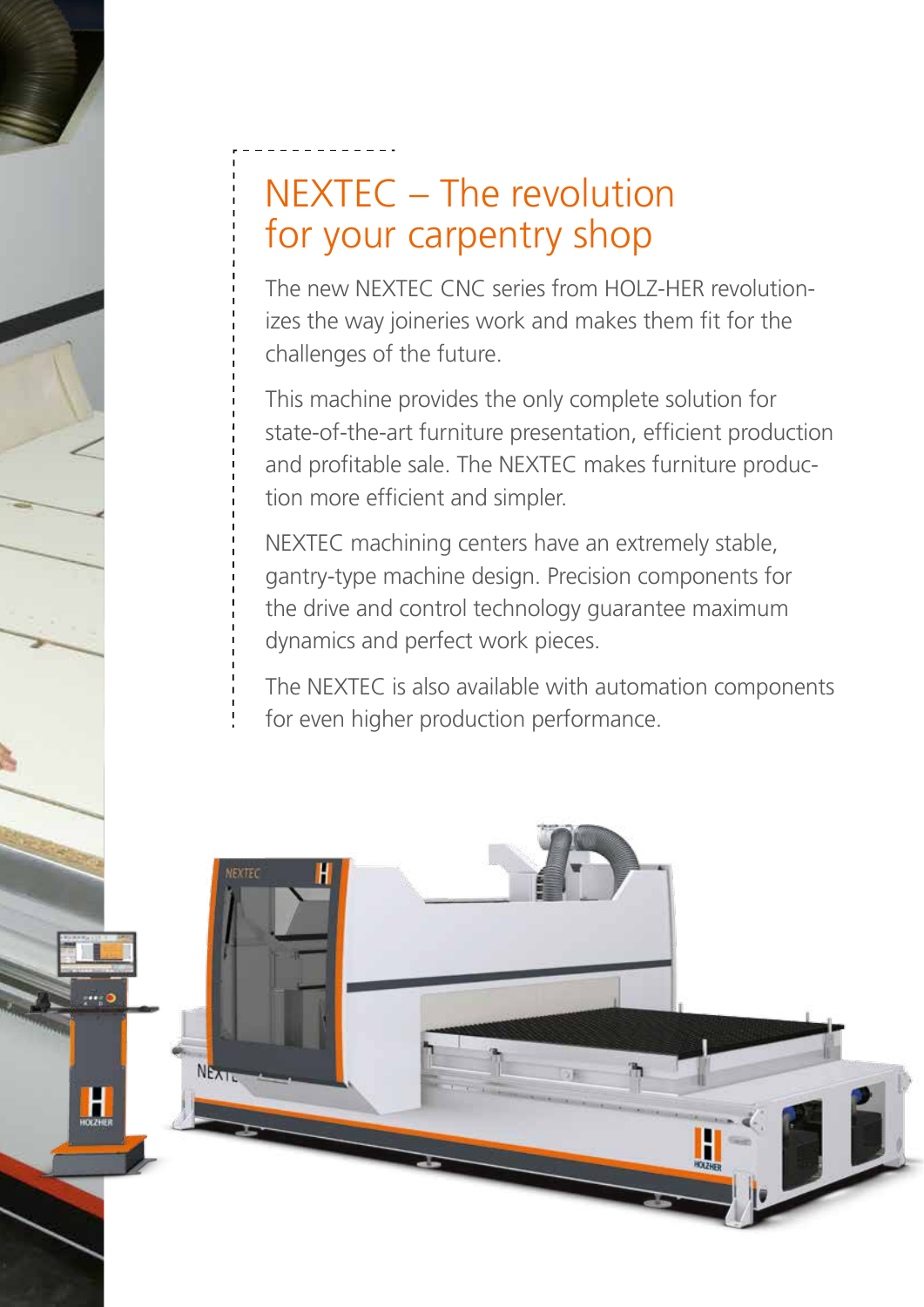# NEXTEC – The revolution for your carpentry shop

The new NEXTEC CNC series from HOLZ-HER revolutionizes the way joineries work and makes them fit for the challenges of the future.

This machine provides the only complete solution for state-of-the-art furniture presentation, efficient production and profitable sale. The NEXTEC makes furniture production more efficient and simpler.

NEXTEC machining centers have an extremely stable, gantry-type machine design. Precision components for the drive and control technology guarantee maximum dynamics and perfect work pieces.

The NEXTEC is also available with automation components for even higher production performance.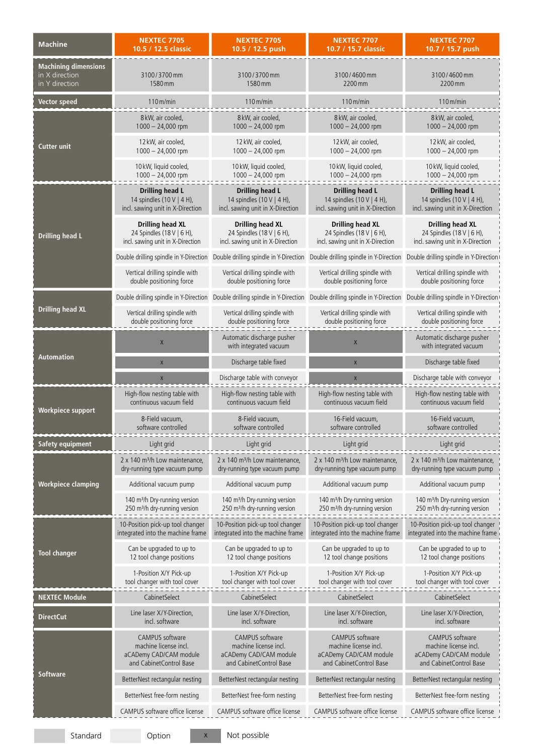| Machine | NEXTEC 7705 10.5 / 12.5 classic | NEXTEC 7705 10.5 / 12.5 push | NEXTEC 7707 10.7 / 15.7 classic | NEXTEC 7707 10.7 / 15.7 push |
|---|---|---|---|---|
| Machining dimensions in X direction in Y direction | 3100/3700 mm 1580 mm | 3100/3700 mm 1580 mm | 3100/4600 mm 2200 mm | 3100/4600 mm 2200 mm |
| Vector speed | 110 m/min | 110 m/min | 110 m/min | 110 m/min |
| Cutter unit | 8 kW, air cooled, 1000 – 24,000 rpm | 8 kW, air cooled, 1000 – 24,000 rpm | 8 kW, air cooled, 1000 – 24,000 rpm | 8 kW, air cooled, 1000 – 24,000 rpm |
| | 12 kW, air cooled, 1000 – 24,000 rpm | 12 kW, air cooled, 1000 – 24,000 rpm | 12 kW, air cooled, 1000 – 24,000 rpm | 12 kW, air cooled, 1000 – 24,000 rpm |
| | 10 kW, liquid cooled, 1000 – 24,000 rpm | 10 kW, liquid cooled, 1000 – 24,000 rpm | 10 kW, liquid cooled, 1000 – 24,000 rpm | 10 kW, liquid cooled, 1000 – 24,000 rpm |
| Drilling head L | **Drilling head L** 14 spindles (10 V \| 4 H), incl. sawing unit in X-Direction | **Drilling head L** 14 spindles (10 V \| 4 H), incl. sawing unit in X-Direction | **Drilling head L** 14 spindles (10 V \| 4 H), incl. sawing unit in X-Direction | **Drilling head L** 14 spindles (10 V \| 4 H), incl. sawing unit in X-Direction |
| | **Drilling head XL** 24 Spindles (18 V \| 6 H), incl. sawing unit in X-Direction | **Drilling head XL** 24 Spindles (18 V \| 6 H), incl. sawing unit in X-Direction | **Drilling head XL** 24 Spindles (18 V \| 6 H), incl. sawing unit in X-Direction | **Drilling head XL** 24 Spindles (18 V \| 6 H), incl. sawing unit in X-Direction |
| | Double drilling spindle in Y-Direction | Double drilling spindle in Y-Direction | Double drilling spindle in Y-Direction | Double drilling spindle in Y-Direction |
| | Vertical drilling spindle with double positioning force | Vertical drilling spindle with double positioning force | Vertical drilling spindle with double positioning force | Vertical drilling spindle with double positioning force |
| Drilling head XL | Double drilling spindle in Y-Direction | Double drilling spindle in Y-Direction | Double drilling spindle in Y-Direction | Double drilling spindle in Y-Direction |
| | Vertical drilling spindle with double positioning force | Vertical drilling spindle with double positioning force | Vertical drilling spindle with double positioning force | Vertical drilling spindle with double positioning force |
| Automation | x | Automatic discharge pusher with integrated vacuum | x | Automatic discharge pusher with integrated vacuum |
| | x | Discharge table fixed | x | Discharge table fixed |
| | x | Discharge table with conveyor | x | Discharge table with conveyor |
| Workpiece support | High-flow nesting table with continuous vacuum field | High-flow nesting table with continuous vacuum field | High-flow nesting table with continuous vacuum field | High-flow nesting table with continuous vacuum field |
| | 8-Field vacuum, software controlled | 8-Field vacuum, software controlled | 16-Field vacuum, software controlled | 16-Field vacuum, software controlled |
| Safety equipment | Light grid | Light grid | Light grid | Light grid |
| Workpiece clamping | 2 x 140 m³/h Low maintenance, dry-running type vacuum pump | 2 x 140 m³/h Low maintenance, dry-running type vacuum pump | 2 x 140 m³/h Low maintenance, dry-running type vacuum pump | 2 x 140 m³/h Low maintenance, dry-running type vacuum pump |
| | Additional vacuum pump | Additional vacuum pump | Additional vacuum pump | Additional vacuum pump |
| | 140 m³/h Dry-running version 250 m³/h dry-running version | 140 m³/h Dry-running version 250 m³/h dry-running version | 140 m³/h Dry-running version 250 m³/h dry-running version | 140 m³/h Dry-running version 250 m³/h dry-running version |
| Tool changer | 10-Position pick-up tool changer integrated into the machine frame | 10-Position pick-up tool changer integrated into the machine frame | 10-Position pick-up tool changer integrated into the machine frame | 10-Position pick-up tool changer integrated into the machine frame |
| | Can be upgraded to up to 12 tool change positions | Can be upgraded to up to 12 tool change positions | Can be upgraded to up to 12 tool change positions | Can be upgraded to up to 12 tool change positions |
| | 1-Position X/Y Pick-up tool changer with tool cover | 1-Position X/Y Pick-up tool changer with tool cover | 1-Position X/Y Pick-up tool changer with tool cover | 1-Position X/Y Pick-up tool changer with tool cover |
| NEXTEC Module | CabinetSelect | CabinetSelect | CabinetSelect | CabinetSelect |
| DirectCut | Line laser X/Y-Direction, incl. software | Line laser X/Y-Direction, incl. software | Line laser X/Y-Direction, incl. software | Line laser X/Y-Direction, incl. software |
| Software | CAMPUS software machine license incl. aCADemy CAD/CAM module and CabinetControl Base | CAMPUS software machine license incl. aCADemy CAD/CAM module and CabinetControl Base | CAMPUS software machine license incl. aCADemy CAD/CAM module and CabinetControl Base | CAMPUS software machine license incl. aCADemy CAD/CAM module and CabinetControl Base |
| | BetterNest rectangular nesting | BetterNest rectangular nesting | BetterNest rectangular nesting | BetterNest rectangular nesting |
| | BetterNest free-form nesting | BetterNest free-form nesting | BetterNest free-form nesting | BetterNest free-form nesting |
| | CAMPUS software office license | CAMPUS software office license | CAMPUS software office license | CAMPUS software office license |

Standard | Option | x Not possible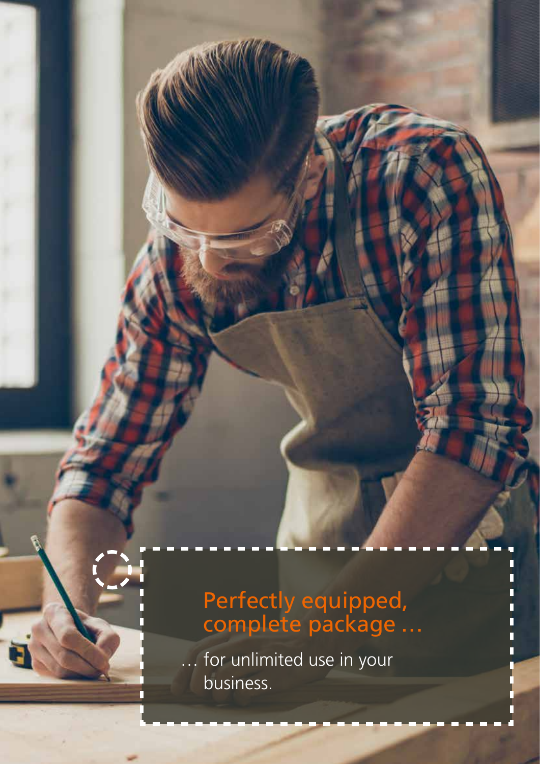## Perfectly equipped, complete package …

… for unlimited use in your business.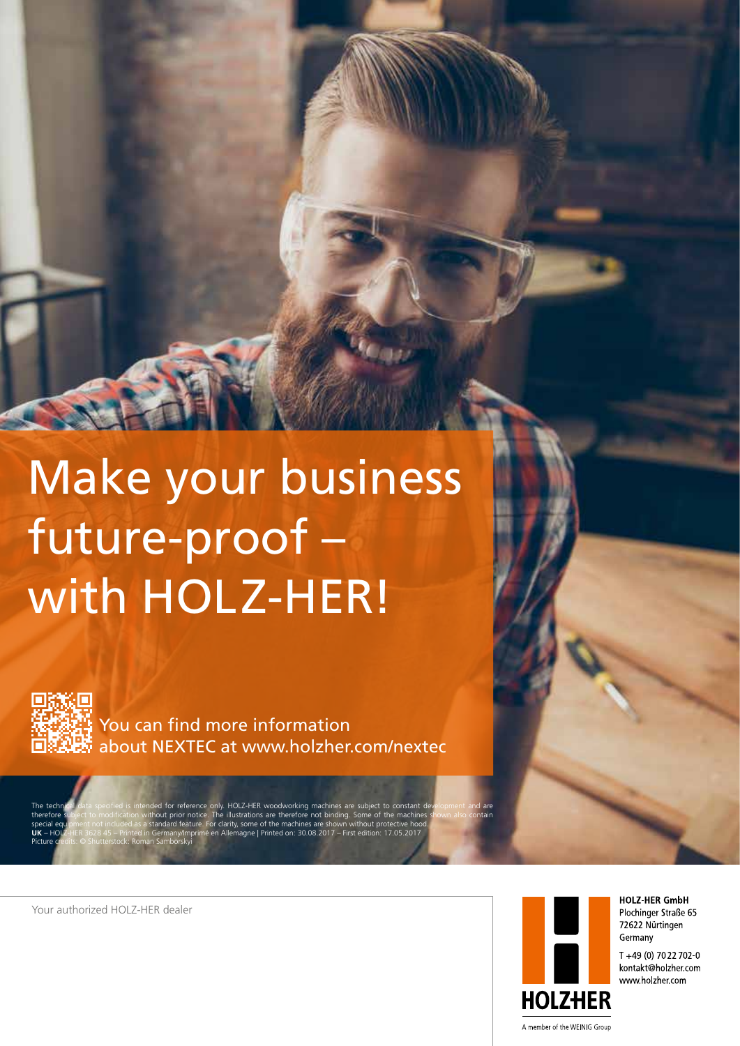# Make your business future-proof – with HOLZ-HER!

You can find more information about NEXTEC at www.holzher.com/nextec

The technical data specified is intended for reference only. HOLZ-HER woodworking machines are subject to constant development and are therefore subject to modification without prior notice. The illustrations are therefore not binding. Some of the machines shown also contain special equipment not included as a standard feature. For clarity, some of the machines are shown without protective hood.
**UK** – HOLZ-HER 3628 45 – Printed in Germany/Imprimé en Allemagne | Printed on: 30.08.2017 – First edition: 17.05.2017
Picture credits: © Shutterstock: Roman Samborskyi

Your authorized HOLZ-HER dealer

**HOLZ-HER GmbH**
Plochinger Straße 65
72622 Nürtingen
Germany

T +49 (0) 7022 702-0
kontakt@holzher.com
www.holzher.com

HOLZHER

A member of the WEINIG Group